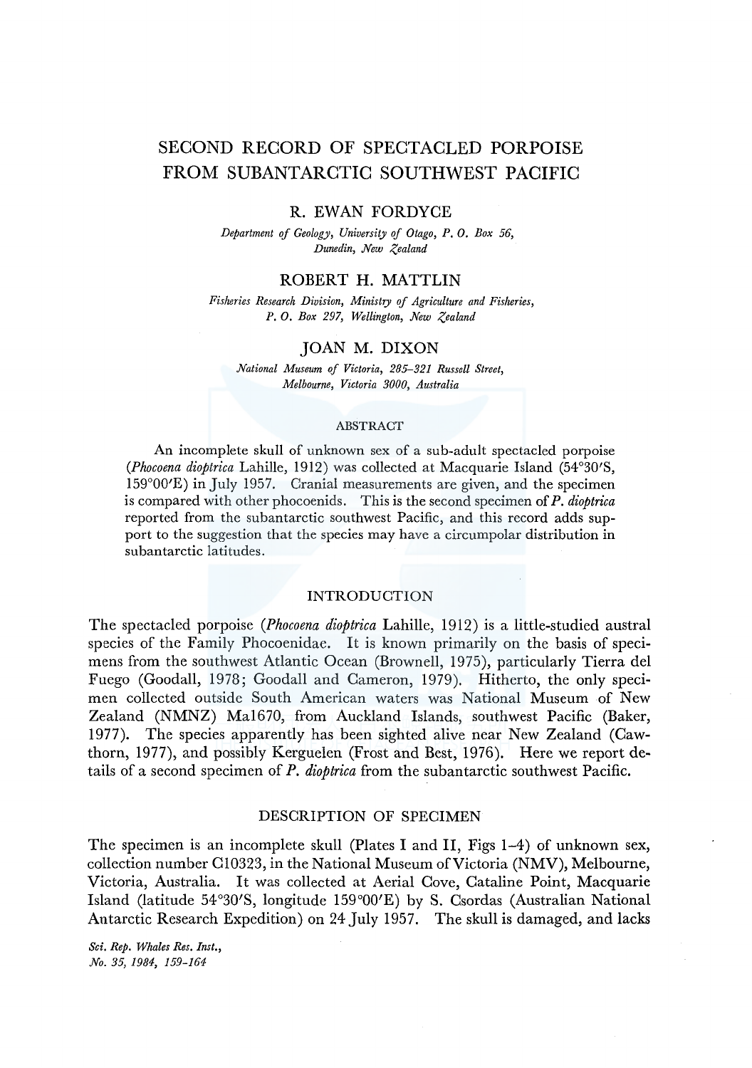# SECOND RECORD OF SPECTACLED PORPOISE FROM SUBANTARCTIC SOUTHWEST PACIFIC

## R. EWAN FORDYCE

*Department of Geology, University of Otago, P. O. Box 56, Dunedin, New Zealand*

## ROBERT H. MATTLIN

*Fisheries Research Division, Ministry of Agriculture and Fisheries, P. O. Box 297, Wellington, New Zealand*

## JOAN M. DIXON

*National Museum of Victoria, 285–321 Russell Street, Melbourne, Victoria 3000, Australia*

### ABSTRACT

An incomplete skull of unknown sex of a sub-adult spectacled porpoise (*Phocoena dioptrica* Lahille, 1912) was collected at Macquarie Island (54°30′S, 159°00′E) in July 1957. Cranial measurements are given, and the specimen is compared with other phocoenids. This is the second specimen of *P. dioptrica* reported from the subantarctic southwest Pacific, and this record adds support to the suggestion that the species may have a circumpolar distribution in subantarctic latitudes.

### INTRODUCTION

The spectacled porpoise (*Phocoena dioptrica* Lahille, 1912) is a little-studied austral species of the Family Phocoenidae. It is known primarily on the basis of specimens from the southwest Atlantic Ocean (Brownell, 1975), particularly Tierra del Fuego (Goodall, 1978; Goodall and Cameron, 1979). Hitherto, the only specimen collected outside South American waters was National Museum of New Zealand (NMNZ) Ma1670, from Auckland Islands, southwest Pacific (Baker, 1977). The species apparently has been sighted alive near New Zealand (Cawthorn, 1977), and possibly Kerguelen (Frost and Best, 1976). Here we report details of a second specimen of *P. dioptrica* from the subantarctic southwest Pacific.

### DESCRIPTION OF SPECIMEN

The specimen is an incomplete skull (Plates I and II, Figs 1–4) of unknown sex, collection number C10323, in the National Museum of Victoria (NMV), Melbourne, Victoria, Australia. It was collected at Aerial Cove, Cataline Point, Macquarie Island (latitude 54°30′S, longitude 159°00′E) by S. Csordas (Australian National Antarctic Research Expedition) on 24 July 1957. The skull is damaged, and lacks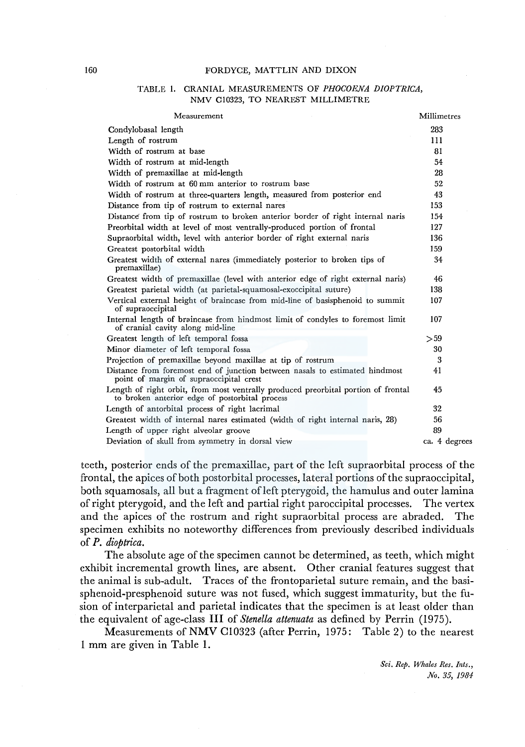TABLE 1. CRANIAL MEASUREMENTS OF *PHOCOENA DIOPTRICA*, NMV C10323, TO NEAREST MILLIMETRE

| Measurement | Millimetres |
|---|---|
| Condylobasal length | 283 |
| Length of rostrum | 111 |
| Width of rostrum at base | 81 |
| Width of rostrum at mid-length | 54 |
| Width of premaxillae at mid-length | 28 |
| Width of rostrum at 60 mm anterior to rostrum base | 52 |
| Width of rostrum at three-quarters length, measured from posterior end | 43 |
| Distance from tip of rostrum to external nares | 153 |
| Distance from tip of rostrum to broken anterior border of right internal naris | 154 |
| Preorbital width at level of most ventrally-produced portion of frontal | 127 |
| Supraorbital width, level with anterior border of right external naris | 136 |
| Greatest postorbital width | 159 |
| Greatest width of external nares (immediately posterior to broken tips of premaxillae) | 34 |
| Greatest width of premaxillae (level with anterior edge of right external naris) | 46 |
| Greatest parietal width (at parietal-squamosal-exoccipital suture) | 138 |
| Vertical external height of braincase from mid-line of basisphenoid to summit of supraoccipital | 107 |
| Internal length of braincase from hindmost limit of condyles to foremost limit of cranial cavity along mid-line | 107 |
| Greatest length of left temporal fossa | >59 |
| Minor diameter of left temporal fossa | 30 |
| Projection of premaxillae beyond maxillae at tip of rostrum | 3 |
| Distance from foremost end of junction between nasals to estimated hindmost point of margin of supraoccipital crest | 41 |
| Length of right orbit, from most ventrally produced preorbital portion of frontal to broken anterior edge of postorbital process | 45 |
| Length of antorbital process of right lacrimal | 32 |
| Greatest width of internal nares estimated (width of right internal naris, 28) | 56 |
| Length of upper right alveolar groove | 89 |
| Deviation of skull from symmetry in dorsal view | ca. 4 degrees |

teeth, posterior ends of the premaxillae, part of the left supraorbital process of the frontal, the apices of both postorbital processes, lateral portions of the supraoccipital, both squamosals, all but a fragment of left pterygoid, the hamulus and outer lamina of right pterygoid, and the left and partial right paroccipital processes. The vertex and the apices of the rostrum and right supraorbital process are abraded. The specimen exhibits no noteworthy differences from previously described individuals of *P. dioptrica*.

The absolute age of the specimen cannot be determined, as teeth, which might exhibit incremental growth lines, are absent. Other cranial features suggest that the animal is sub-adult. Traces of the frontoparietal suture remain, and the basisphenoid-presphenoid suture was not fused, which suggest immaturity, but the fusion of interparietal and parietal indicates that the specimen is at least older than the equivalent of age-class III of *Stenella attenuata* as defined by Perrin (1975).

Measurements of NMV C10323 (after Perrin, 1975: Table 2) to the nearest 1 mm are given in Table 1.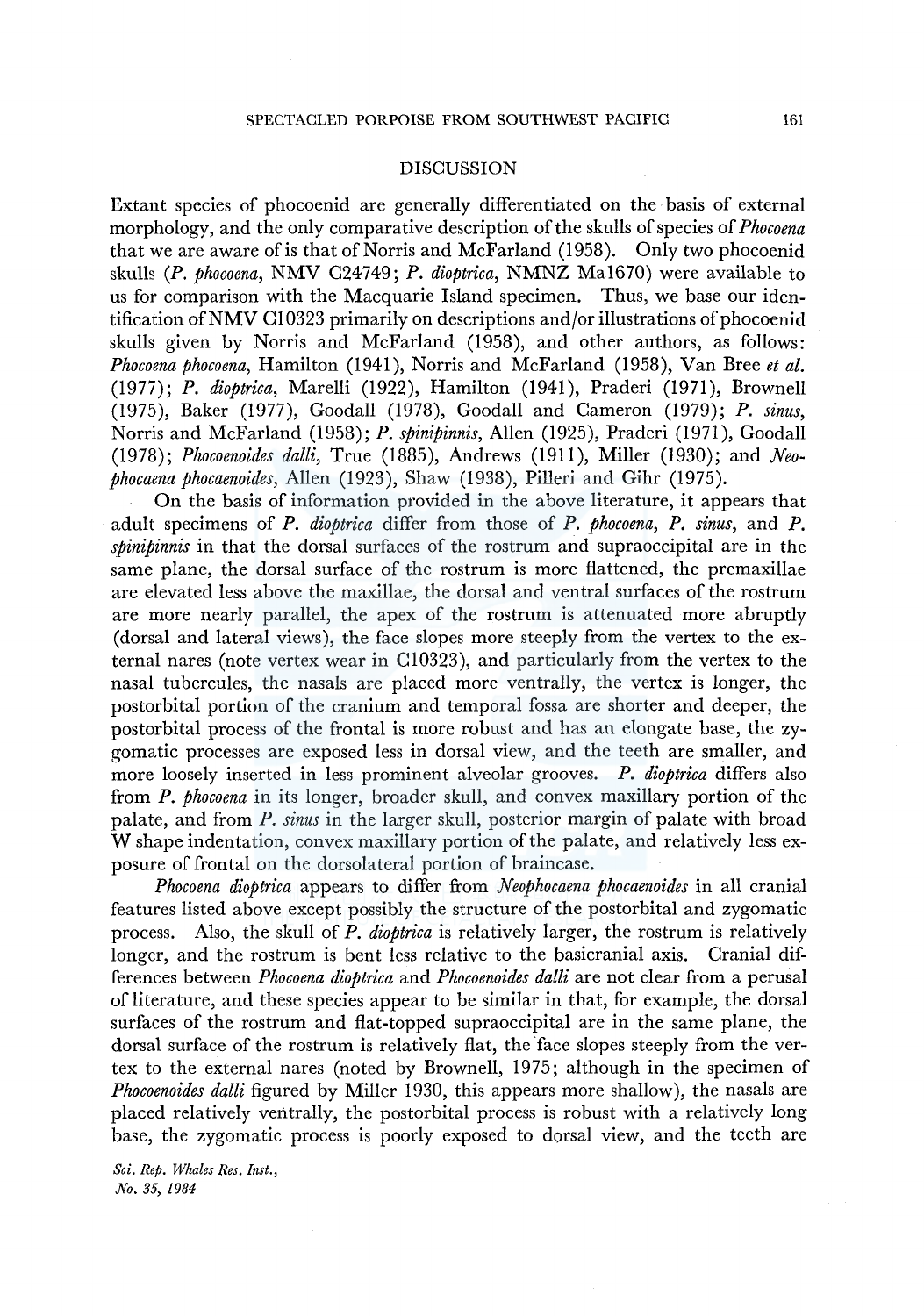## DISCUSSION

Extant species of phocoenid are generally differentiated on the basis of external morphology, and the only comparative description of the skulls of species of *Phocoena* that we are aware of is that of Norris and McFarland (1958). Only two phocoenid skulls (*P. phocoena*, NMV C24749; *P. dioptrica*, NMNZ Ma1670) were available to us for comparison with the Macquarie Island specimen. Thus, we base our identification of NMV C10323 primarily on descriptions and/or illustrations of phocoenid skulls given by Norris and McFarland (1958), and other authors, as follows: *Phocoena phocoena*, Hamilton (1941), Norris and McFarland (1958), Van Bree *et al.* (1977); *P. dioptrica*, Marelli (1922), Hamilton (1941), Praderi (1971), Brownell (1975), Baker (1977), Goodall (1978), Goodall and Cameron (1979); *P. sinus*, Norris and McFarland (1958); *P. spinipinnis*, Allen (1925), Praderi (1971), Goodall (1978); *Phocoenoides dalli*, True (1885), Andrews (1911), Miller (1930); and *Neophocaena phocaenoides*, Allen (1923), Shaw (1938), Pilleri and Gihr (1975).

On the basis of information provided in the above literature, it appears that adult specimens of *P. dioptrica* differ from those of *P. phocoena*, *P. sinus*, and *P. spinipinnis* in that the dorsal surfaces of the rostrum and supraoccipital are in the same plane, the dorsal surface of the rostrum is more flattened, the premaxillae are elevated less above the maxillae, the dorsal and ventral surfaces of the rostrum are more nearly parallel, the apex of the rostrum is attenuated more abruptly (dorsal and lateral views), the face slopes more steeply from the vertex to the external nares (note vertex wear in C10323), and particularly from the vertex to the nasal tubercules, the nasals are placed more ventrally, the vertex is longer, the postorbital portion of the cranium and temporal fossa are shorter and deeper, the postorbital process of the frontal is more robust and has an elongate base, the zygomatic processes are exposed less in dorsal view, and the teeth are smaller, and more loosely inserted in less prominent alveolar grooves. *P. dioptrica* differs also from *P. phocoena* in its longer, broader skull, and convex maxillary portion of the palate, and from *P. sinus* in the larger skull, posterior margin of palate with broad W shape indentation, convex maxillary portion of the palate, and relatively less exposure of frontal on the dorsolateral portion of braincase.

*Phocoena dioptrica* appears to differ from *Neophocaena phocaenoides* in all cranial features listed above except possibly the structure of the postorbital and zygomatic process. Also, the skull of *P. dioptrica* is relatively larger, the rostrum is relatively longer, and the rostrum is bent less relative to the basicranial axis. Cranial differences between *Phocoena dioptrica* and *Phocoenoides dalli* are not clear from a perusal of literature, and these species appear to be similar in that, for example, the dorsal surfaces of the rostrum and flat-topped supraoccipital are in the same plane, the dorsal surface of the rostrum is relatively flat, the face slopes steeply from the vertex to the external nares (noted by Brownell, 1975; although in the specimen of *Phocoenoides dalli* figured by Miller 1930, this appears more shallow), the nasals are placed relatively ventrally, the postorbital process is robust with a relatively long base, the zygomatic process is poorly exposed to dorsal view, and the teeth are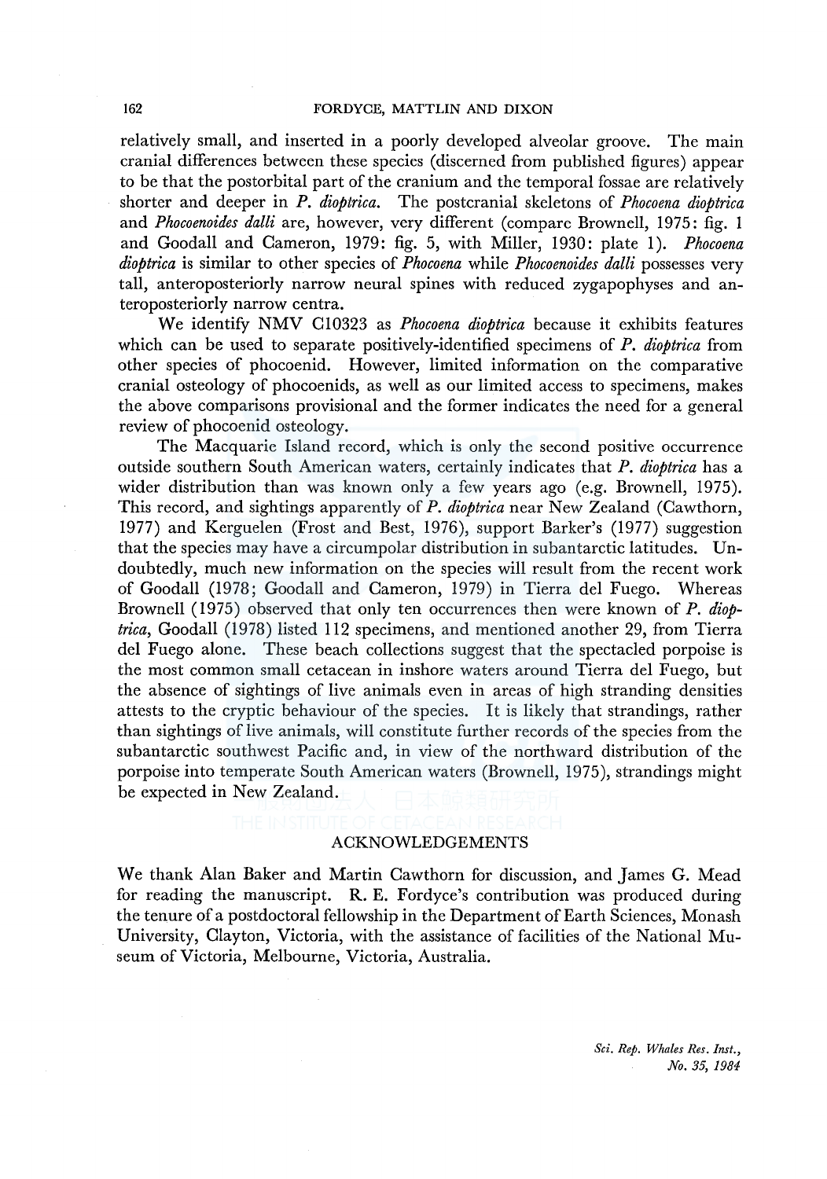relatively small, and inserted in a poorly developed alveolar groove. The main cranial differences between these species (discerned from published figures) appear to be that the postorbital part of the cranium and the temporal fossae are relatively shorter and deeper in *P. dioptrica*. The postcranial skeletons of *Phocoena dioptrica* and *Phocoenoides dalli* are, however, very different (compare Brownell, 1975: fig. 1 and Goodall and Cameron, 1979: fig. 5, with Miller, 1930: plate 1). *Phocoena dioptrica* is similar to other species of *Phocoena* while *Phocoenoides dalli* possesses very tall, anteroposteriorly narrow neural spines with reduced zygapophyses and anteroposteriorly narrow centra.

We identify NMV C10323 as *Phocoena dioptrica* because it exhibits features which can be used to separate positively-identified specimens of *P. dioptrica* from other species of phocoenid. However, limited information on the comparative cranial osteology of phocoenids, as well as our limited access to specimens, makes the above comparisons provisional and the former indicates the need for a general review of phocoenid osteology.

The Macquarie Island record, which is only the second positive occurrence outside southern South American waters, certainly indicates that *P. dioptrica* has a wider distribution than was known only a few years ago (e.g. Brownell, 1975). This record, and sightings apparently of *P. dioptrica* near New Zealand (Cawthorn, 1977) and Kerguelen (Frost and Best, 1976), support Barker's (1977) suggestion that the species may have a circumpolar distribution in subantarctic latitudes. Undoubtedly, much new information on the species will result from the recent work of Goodall (1978; Goodall and Cameron, 1979) in Tierra del Fuego. Whereas Brownell (1975) observed that only ten occurrences then were known of *P. dioptrica*, Goodall (1978) listed 112 specimens, and mentioned another 29, from Tierra del Fuego alone. These beach collections suggest that the spectacled porpoise is the most common small cetacean in inshore waters around Tierra del Fuego, but the absence of sightings of live animals even in areas of high stranding densities attests to the cryptic behaviour of the species. It is likely that strandings, rather than sightings of live animals, will constitute further records of the species from the subantarctic southwest Pacific and, in view of the northward distribution of the porpoise into temperate South American waters (Brownell, 1975), strandings might be expected in New Zealand.

## ACKNOWLEDGEMENTS

We thank Alan Baker and Martin Cawthorn for discussion, and James G. Mead for reading the manuscript. R. E. Fordyce's contribution was produced during the tenure of a postdoctoral fellowship in the Department of Earth Sciences, Monash University, Clayton, Victoria, with the assistance of facilities of the National Museum of Victoria, Melbourne, Victoria, Australia.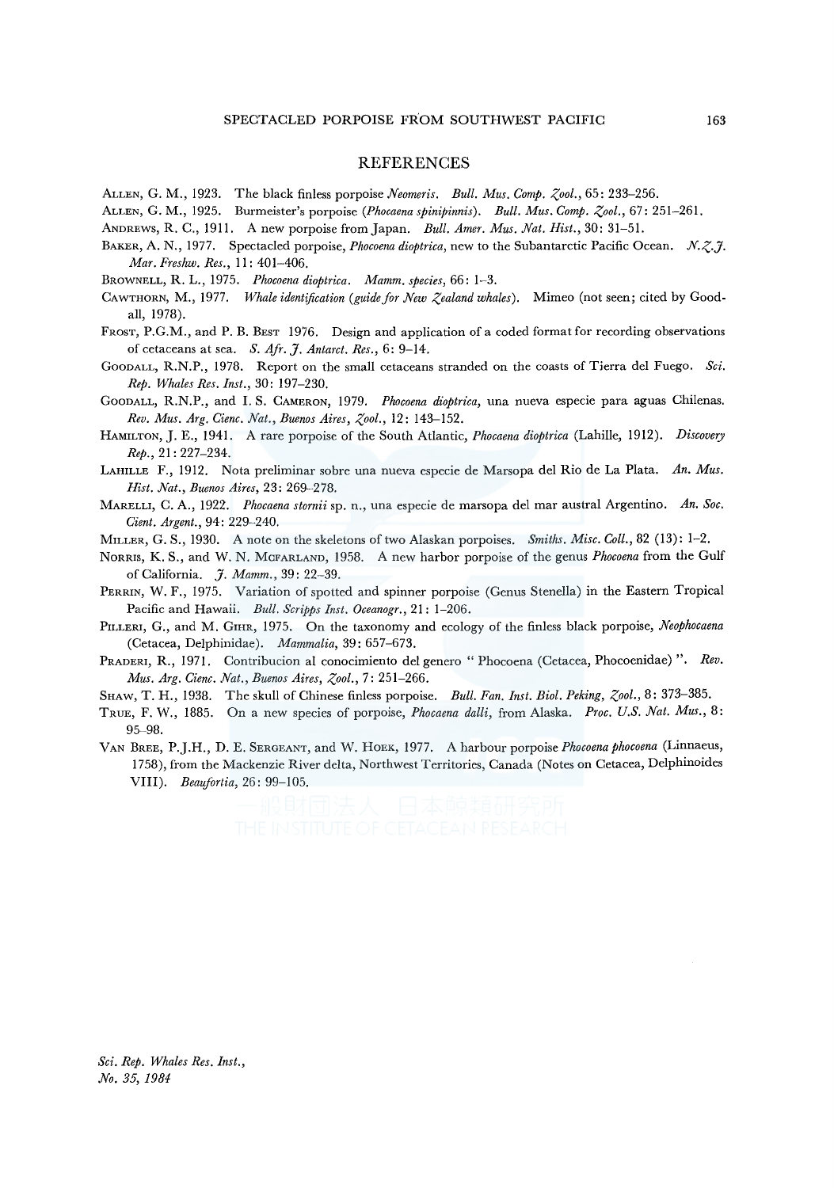## REFERENCES

Allen, G. M., 1923. The black finless porpoise *Neomeris*. *Bull. Mus. Comp. Zool.*, 65: 233–256.

Allen, G. M., 1925. Burmeister's porpoise (*Phocaena spinipinnis*). *Bull. Mus. Comp. Zool.*, 67: 251–261.

Andrews, R. C., 1911. A new porpoise from Japan. *Bull. Amer. Mus. Nat. Hist.*, 30: 31–51.

Baker, A. N., 1977. Spectacled porpoise, *Phocoena dioptrica*, new to the Subantarctic Pacific Ocean. *N.Z.J. Mar. Freshw. Res.*, 11: 401–406.

Brownell, R. L., 1975. *Phocoena dioptrica*. *Mamm. species*, 66: 1–3.

Cawthorn, M., 1977. *Whale identification (guide for New Zealand whales)*. Mimeo (not seen; cited by Goodall, 1978).

Frost, P.G.M., and P. B. Best 1976. Design and application of a coded format for recording observations of cetaceans at sea. *S. Afr. J. Antarct. Res.*, 6: 9–14.

Goodall, R.N.P., 1978. Report on the small cetaceans stranded on the coasts of Tierra del Fuego. *Sci. Rep. Whales Res. Inst.*, 30: 197–230.

Goodall, R.N.P., and I. S. Cameron, 1979. *Phocoena dioptrica*, una nueva especie para aguas Chilenas. *Rev. Mus. Arg. Cienc. Nat., Buenos Aires, Zool.*, 12: 143–152.

Hamilton, J. E., 1941. A rare porpoise of the South Atlantic, *Phocaena dioptrica* (Lahille, 1912). *Discovery Rep.*, 21: 227–234.

Lahille F., 1912. Nota preliminar sobre una nueva especie de Marsopa del Rio de La Plata. *An. Mus. Hist. Nat., Buenos Aires*, 23: 269–278.

Marelli, C. A., 1922. *Phocaena stornii* sp. n., una especie de marsopa del mar austral Argentino. *An. Soc. Cient. Argent.*, 94: 229–240.

Miller, G. S., 1930. A note on the skeletons of two Alaskan porpoises. *Smiths. Misc. Coll.*, 82 (13): 1–2.

Norris, K. S., and W. N. McFarland, 1958. A new harbor porpoise of the genus *Phocoena* from the Gulf of California. *J. Mamm.*, 39: 22–39.

Perrin, W. F., 1975. Variation of spotted and spinner porpoise (Genus Stenella) in the Eastern Tropical Pacific and Hawaii. *Bull. Scripps Inst. Oceanogr.*, 21: 1–206.

Pilleri, G., and M. Gihr, 1975. On the taxonomy and ecology of the finless black porpoise, *Neophocaena* (Cetacea, Delphinidae). *Mammalia*, 39: 657–673.

Praderi, R., 1971. Contribucion al conocimiento del genero " Phocoena (Cetacea, Phocoenidae) ". *Rev. Mus. Arg. Cienc. Nat., Buenos Aires, Zool.*, 7: 251–266.

Shaw, T. H., 1938. The skull of Chinese finless porpoise. *Bull. Fan. Inst. Biol. Peking, Zool.*, 8: 373–385.

True, F. W., 1885. On a new species of porpoise, *Phocaena dalli*, from Alaska. *Proc. U.S. Nat. Mus.*, 8: 95–98.

Van Bree, P.J.H., D. E. Sergeant, and W. Hoek, 1977. A harbour porpoise *Phocoena phocoena* (Linnaeus, 1758), from the Mackenzie River delta, Northwest Territories, Canada (Notes on Cetacea, Delphinoides VIII). *Beaufortia*, 26: 99–105.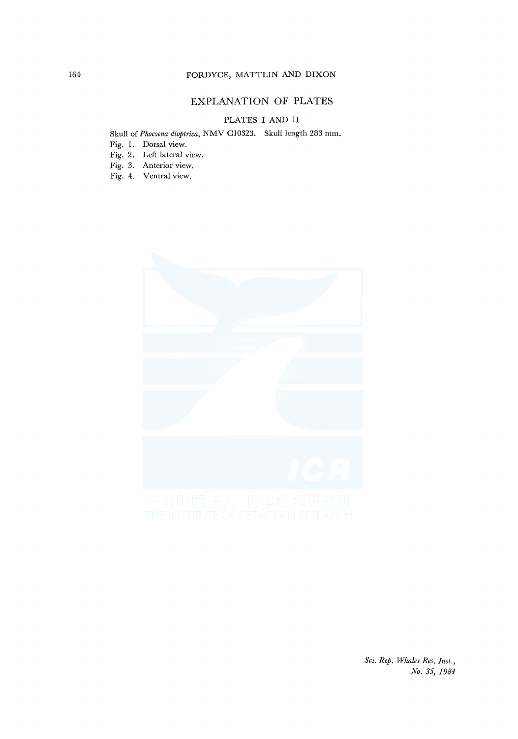## EXPLANATION OF PLATES

### PLATES I AND II

Skull of *Phocoena dioptrica*, NMV C10323. Skull length 283 mm.

Fig. 1. Dorsal view.
Fig. 2. Left lateral view.
Fig. 3. Anterior view.
Fig. 4. Ventral view.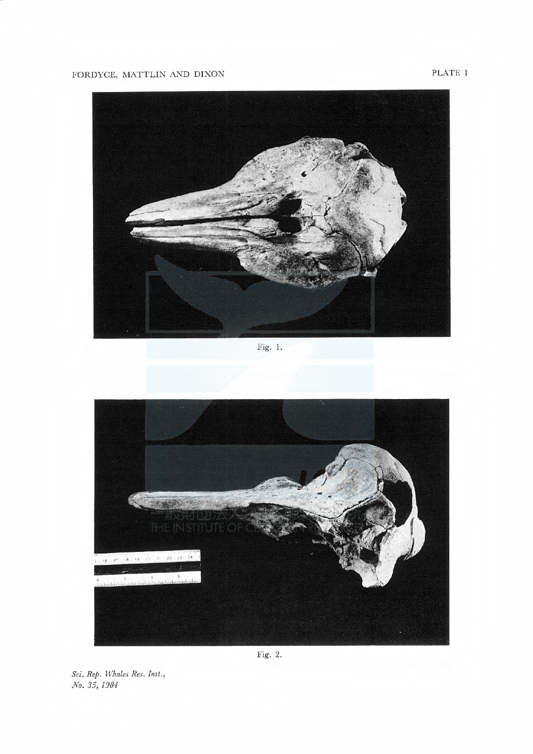Fig. 1.

Fig. 2.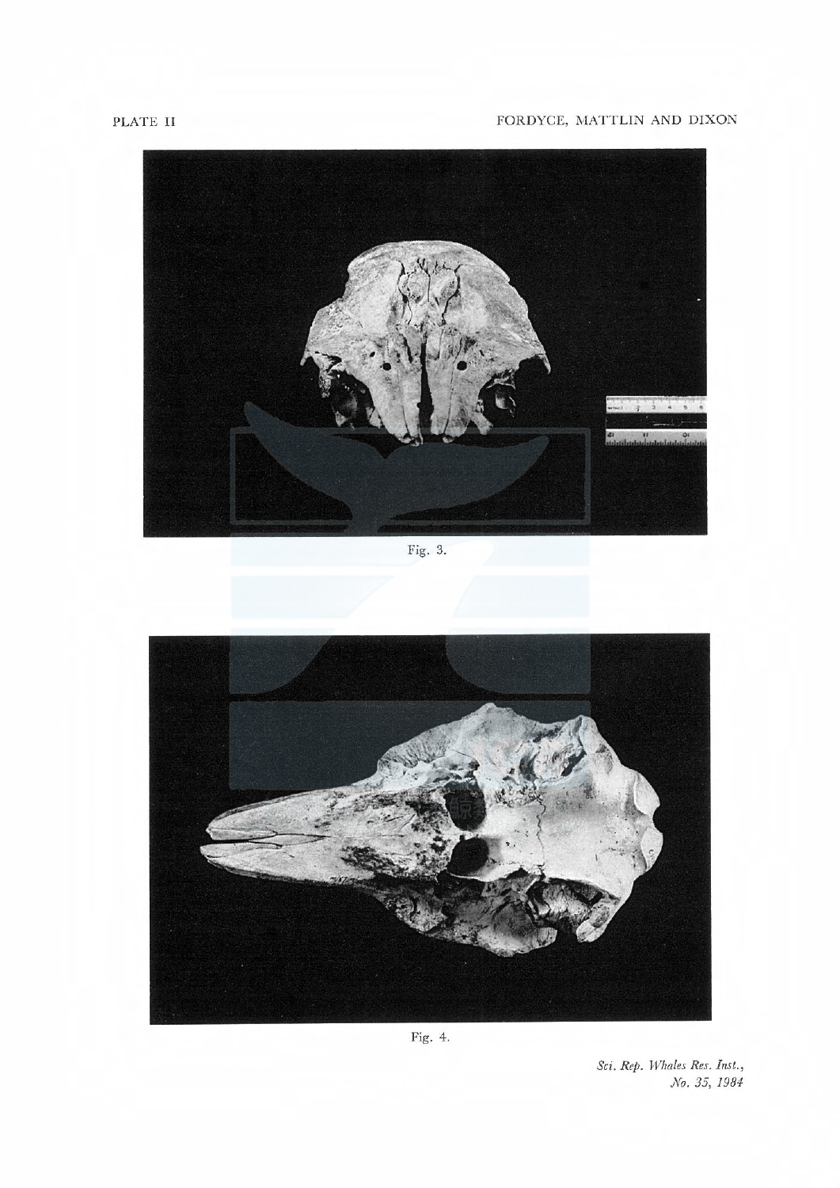Fig. 3.

Fig. 4.